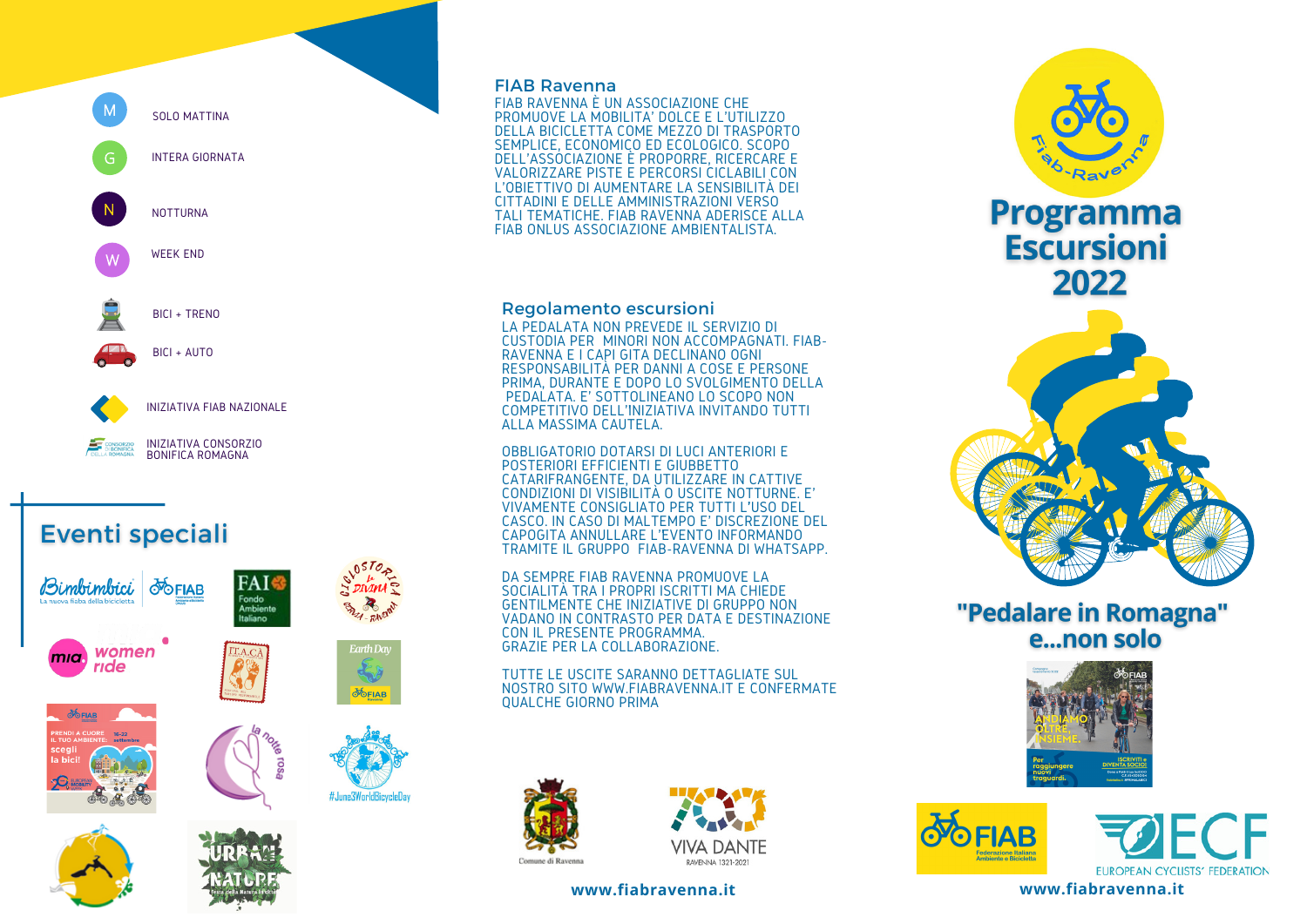M SOLO MATTINA

G INTERA GIORNATA

N NOTTURNA

W WEEK END

BICI + TRENO

BICI + AUTO

INIZIATIVA FIAB NAZIONALE

INIZIATIVA CONSORZIO BONIFICA ROMAGNA

## Eventi speciali

## FIAB Ravenna

FIAB RAVENNA È UN ASSOCIAZIONE CHE PROMUOVE LA MOBILITA' DOLCE E L'UTILIZZO DELLA BICICLETTA COME MEZZO DI TRASPORTO SEMPLICE, ECONOMICO ED ECOLOGICO. SCOPO DELL'ASSOCIAZIONE È PROPORRE, RICERCARE E VALORIZZARE PISTE E PERCORSI CICLABILI CON L'OBIETTIVO DI AUMENTARE LA SENSIBILITÀ DEI CITTADINI E DELLE AMMINISTRAZIONI VERSO TALI TEMATICHE. FIAB RAVENNA ADERISCE ALLA FIAB ONLUS ASSOCIAZIONE AMBIENTALISTA.

## Regolamento escursioni

LA PEDALATA NON PREVEDE IL SERVIZIO DI CUSTODIA PER MINORI NON ACCOMPAGNATI. FIAB-RAVENNA E I CAPI GITA DECLINANO OGNI RESPONSABILITÀ PER DANNI A COSE E PERSONE PRIMA, DURANTE E DOPO LO SVOLGIMENTO DELLA PEDALATA. E' SOTTOLINEANO LO SCOPO NON COMPETITIVO DELL'INIZIATIVA INVITANDO TUTTI ALLA MASSIMA CAUTELA.

OBBLIGATORIO DOTARSI DI LUCI ANTERIORI E POSTERIORI EFFICIENTI E GIUBBETTO CATARIFRANGENTE, DA UTILIZZARE IN CATTIVE CONDIZIONI DI VISIBILITÀ O USCITE NOTTURNE. E' VIVAMENTE CONSIGLIATO PER TUTTI L'USO DEL CASCO. IN CASO DI MALTEMPO E' DISCREZIONE DEL CAPOGITA ANNULLARE L'EVENTO INFORMANDO TRAMITE IL GRUPPO FIAB-RAVENNA DI WHATSAPP.

DA SEMPRE FIAB RAVENNA PROMUOVE LA SOCIALITÀ TRA I PROPRI ISCRITTI MA CHIEDE GENTILMENTE CHE INIZIATIVE DI GRUPPO NON VADANO IN CONTRASTO PER DATA E DESTINAZIONE CON IL PRESENTE PROGRAMMA.
GRAZIE PER LA COLLABORAZIONE.

TUTTE LE USCITE SARANNO DETTAGLIATE SUL NOSTRO SITO WWW.FIABRAVENNA.IT E CONFERMATE QUALCHE GIORNO PRIMA

**www.fiabravenna.it**

# Programma Escursioni 2022

## "Pedalare in Romagna" e...non solo

**www.fiabravenna.it**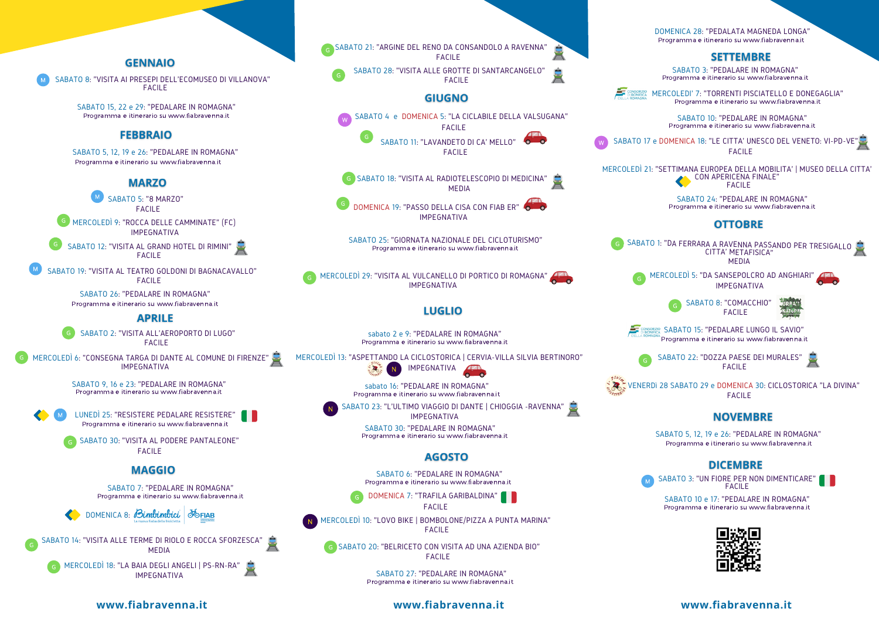## GENNAIO

M SABATO 8: "VISITA AI PRESEPI DELL'ECOMUSEO DI VILLANOVA"
FACILE

SABATO 15, 22 e 29: "PEDALARE IN ROMAGNA"
Programma e itinerario su www.fiabravenna.it

## FEBBRAIO

SABATO 5, 12, 19 e 26: "PEDALARE IN ROMAGNA"
Programma e itinerario su www.fiabravenna.it

## MARZO

M SABATO 5: "8 MARZO"
FACILE

G MERCOLEDÌ 9: "ROCCA DELLE CAMMINATE" (FC)
IMPEGNATIVA

G SABATO 12: "VISITA AL GRAND HOTEL DI RIMINI"
FACILE

M SABATO 19: "VISITA AL TEATRO GOLDONI DI BAGNACAVALLO"
FACILE

SABATO 26: "PEDALARE IN ROMAGNA"
Programma e itinerario su www.fiabravenna.it

## APRILE

G SABATO 2: "VISITA ALL'AEROPORTO DI LUGO"
FACILE

G MERCOLEDÌ 6: "CONSEGNA TARGA DI DANTE AL COMUNE DI FIRENZE"
IMPEGNATIVA

SABATO 9, 16 e 23: "PEDALARE IN ROMAGNA"
Programma e itinerario su www.fiabravenna.it

M LUNEDÌ 25: "RESISTERE PEDALARE RESISTERE"
Programma e itinerario su www.fiabravenna.it

G SABATO 30: "VISITA AL PODERE PANTALEONE"
FACILE

## MAGGIO

SABATO 7: "PEDALARE IN ROMAGNA"
Programma e itinerario su www.fiabravenna.it

DOMENICA 8: Bimbimbici – La nuova fiaba della bicicletta – FIAB

G SABATO 14: "VISITA ALLE TERME DI RIOLO E ROCCA SFORZESCA"
MEDIA

G MERCOLEDÌ 18: "LA BAIA DEGLI ANGELI | PS-RN-RA"
IMPEGNATIVA

G SABATO 21: "ARGINE DEL RENO DA CONSANDOLO A RAVENNA"
FACILE

G SABATO 28: "VISITA ALLE GROTTE DI SANTARCANGELO"
FACILE

## GIUGNO

W SABATO 4 e DOMENICA 5: "LA CICLABILE DELLA VALSUGANA"
FACILE

G SABATO 11: "LAVANDETO DI CA' MELLO"
FACILE

G SABATO 18: "VISITA AL RADIOTELESCOPIO DI MEDICINA"
MEDIA

G DOMENICA 19: "PASSO DELLA CISA CON FIAB ER"
IMPEGNATIVA

SABATO 25: "GIORNATA NAZIONALE DEL CICLOTURISMO"
Programma e itinerario su www.fiabravenna.it

G MERCOLEDÌ 29: "VISITA AL VULCANELLO DI PORTICO DI ROMAGNA"
IMPEGNATIVA

## LUGLIO

sabato 2 e 9: "PEDALARE IN ROMAGNA"
Programma e itinerario su www.fiabravenna.it

MERCOLEDÌ 13: "ASPETTANDO LA CICLOSTORICA | CERVIA-VILLA SILVIA BERTINORO"
N IMPEGNATIVA

sabato 16: "PEDALARE IN ROMAGNA"
Programma e itinerario su www.fiabravenna.it

N SABATO 23: "L'ULTIMO VIAGGIO DI DANTE | CHIOGGIA -RAVENNA"
IMPEGNATIVA

SABATO 30: "PEDALARE IN ROMAGNA"
Programma e itinerario su www.fiabravenna.it

## AGOSTO

SABATO 6: "PEDALARE IN ROMAGNA"
Programma e itinerario su www.fiabravenna.it

G DOMENICA 7: "TRAFILA GARIBALDINA"
FACILE

N MERCOLEDÌ 10: "LOVO BIKE | BOMBOLONE/PIZZA A PUNTA MARINA"
FACILE

G SABATO 20: "BELRICETO CON VISITA AD UNA AZIENDA BIO"
FACILE

SABATO 27: "PEDALARE IN ROMAGNA"
Programma e itinerario su www.fiabravenna.it

DOMENICA 28: "PEDALATA MAGNEDA LONGA"
Programma e itinerario su www.fiabravenna.it

## SETTEMBRE

SABATO 3: "PEDALARE IN ROMAGNA"
Programma e itinerario su www.fiabravenna.it

MERCOLEDI' 7: "TORRENTI PISCIATELLO E DONEGAGLIA"
Programma e itinerario su www.fiabravenna.it

SABATO 10: "PEDALARE IN ROMAGNA"
Programma e itinerario su www.fiabravenna.it

W SABATO 17 e DOMENICA 18: "LE CITTA' UNESCO DEL VENETO: VI-PD-VE"
FACILE

MERCOLEDÌ 21: "SETTIMANA EUROPEA DELLA MOBILITA' | MUSEO DELLA CITTA' CON APERICENA FINALE"
FACILE

SABATO 24: "PEDALARE IN ROMAGNA"
Programma e itinerario su www.fiabravenna.it

## OTTOBRE

G SABATO 1: "DA FERRARA A RAVENNA PASSANDO PER TRESIGALLO CITTA' METAFISICA"
MEDIA

G MERCOLEDÌ 5: "DA SANSEPOLCRO AD ANGHIARI"
IMPEGNATIVA

G SABATO 8: "COMACCHIO"
FACILE

SABATO 15: "PEDALARE LUNGO IL SAVIO"
Programma e itinerario su www.fiabravenna.it

G SABATO 22: "DOZZA PAESE DEI MURALES"
FACILE

VENERDì 28 SABATO 29 e DOMENICA 30: CICLOSTORICA "LA DIVINA"
FACILE

## NOVEMBRE

SABATO 5, 12, 19 e 26: "PEDALARE IN ROMAGNA"
Programma e itinerario su www.fiabravenna.it

## DICEMBRE

M SABATO 3: "UN FIORE PER NON DIMENTICARE"
FACILE

SABATO 10 e 17: "PEDALARE IN ROMAGNA"
Programma e itinerario su www.fiabravenna.it

www.fiabravenna.it